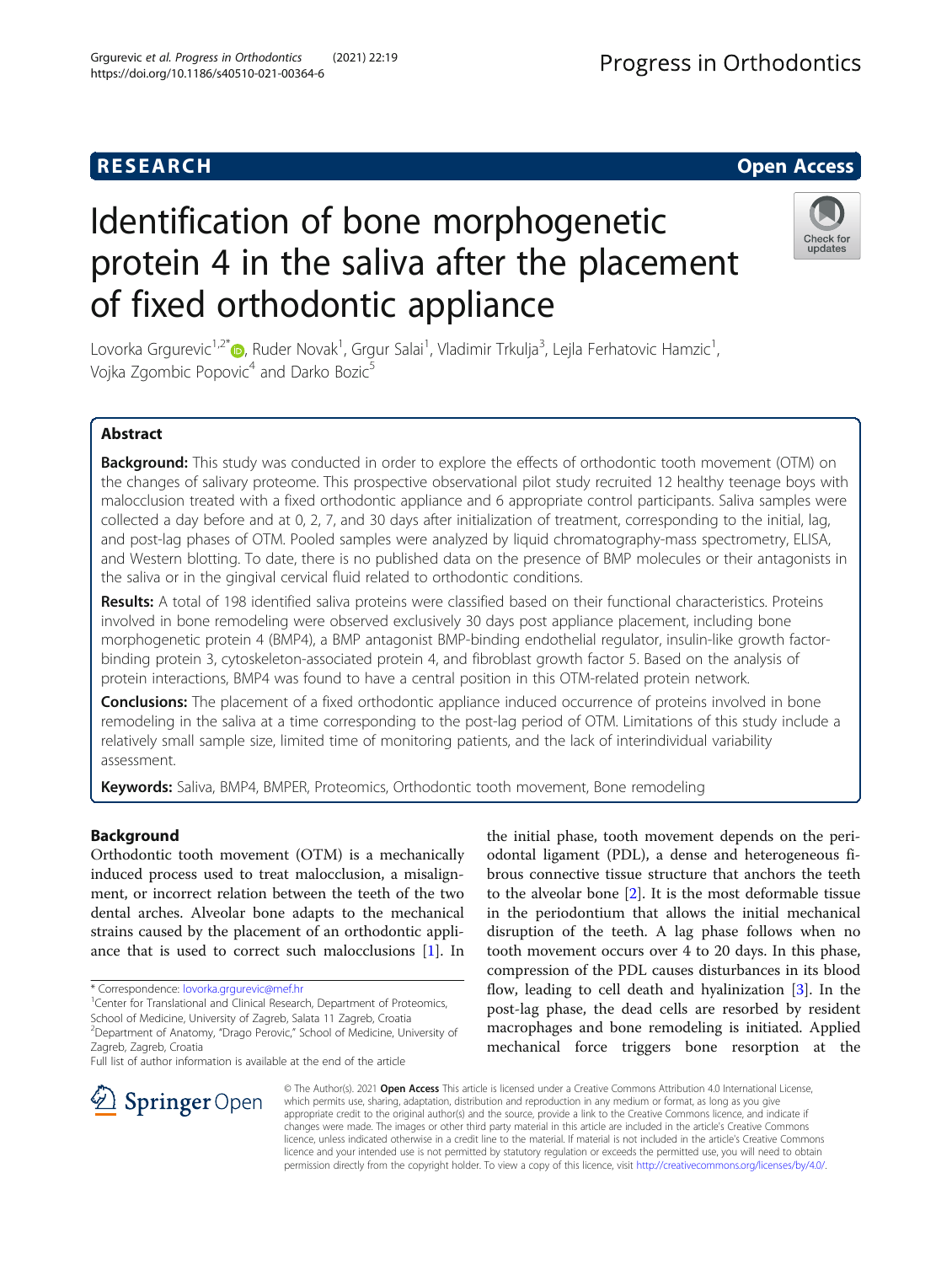**RESEARCH** **Open Access**

# Identification of bone morphogenetic protein 4 in the saliva after the placement of fixed orthodontic appliance

Lovorka Grgurevic[1,2*], Ruder Novak[1], Grgur Salai[1], Vladimir Trkulja[3], Lejla Ferhatovic Hamzic[1], Vojka Zgombic Popovic[4] and Darko Bozic[5]

## Abstract

**Background:** This study was conducted in order to explore the effects of orthodontic tooth movement (OTM) on the changes of salivary proteome. This prospective observational pilot study recruited 12 healthy teenage boys with malocclusion treated with a fixed orthodontic appliance and 6 appropriate control participants. Saliva samples were collected a day before and at 0, 2, 7, and 30 days after initialization of treatment, corresponding to the initial, lag, and post-lag phases of OTM. Pooled samples were analyzed by liquid chromatography-mass spectrometry, ELISA, and Western blotting. To date, there is no published data on the presence of BMP molecules or their antagonists in the saliva or in the gingival cervical fluid related to orthodontic conditions.

**Results:** A total of 198 identified saliva proteins were classified based on their functional characteristics. Proteins involved in bone remodeling were observed exclusively 30 days post appliance placement, including bone morphogenetic protein 4 (BMP4), a BMP antagonist BMP-binding endothelial regulator, insulin-like growth factor-binding protein 3, cytoskeleton-associated protein 4, and fibroblast growth factor 5. Based on the analysis of protein interactions, BMP4 was found to have a central position in this OTM-related protein network.

**Conclusions:** The placement of a fixed orthodontic appliance induced occurrence of proteins involved in bone remodeling in the saliva at a time corresponding to the post-lag period of OTM. Limitations of this study include a relatively small sample size, limited time of monitoring patients, and the lack of interindividual variability assessment.

**Keywords:** Saliva, BMP4, BMPER, Proteomics, Orthodontic tooth movement, Bone remodeling

## Background

Orthodontic tooth movement (OTM) is a mechanically induced process used to treat malocclusion, a misalignment, or incorrect relation between the teeth of the two dental arches. Alveolar bone adapts to the mechanical strains caused by the placement of an orthodontic appliance that is used to correct such malocclusions [1]. In the initial phase, tooth movement depends on the periodontal ligament (PDL), a dense and heterogeneous fibrous connective tissue structure that anchors the teeth to the alveolar bone [2]. It is the most deformable tissue in the periodontium that allows the initial mechanical disruption of the teeth. A lag phase follows when no tooth movement occurs over 4 to 20 days. In this phase, compression of the PDL causes disturbances in its blood flow, leading to cell death and hyalinization [3]. In the post-lag phase, the dead cells are resorbed by resident macrophages and bone remodeling is initiated. Applied mechanical force triggers bone resorption at the

\* Correspondence: lovorka.grgurevic@mef.hr
[1]Center for Translational and Clinical Research, Department of Proteomics, School of Medicine, University of Zagreb, Salata 11 Zagreb, Croatia
[2]Department of Anatomy, "Drago Perovic," School of Medicine, University of Zagreb, Zagreb, Croatia
Full list of author information is available at the end of the article

© The Author(s). 2021 **Open Access** This article is licensed under a Creative Commons Attribution 4.0 International License, which permits use, sharing, adaptation, distribution and reproduction in any medium or format, as long as you give appropriate credit to the original author(s) and the source, provide a link to the Creative Commons licence, and indicate if changes were made. The images or other third party material in this article are included in the article's Creative Commons licence, unless indicated otherwise in a credit line to the material. If material is not included in the article's Creative Commons licence and your intended use is not permitted by statutory regulation or exceeds the permitted use, you will need to obtain permission directly from the copyright holder. To view a copy of this licence, visit http://creativecommons.org/licenses/by/4.0/.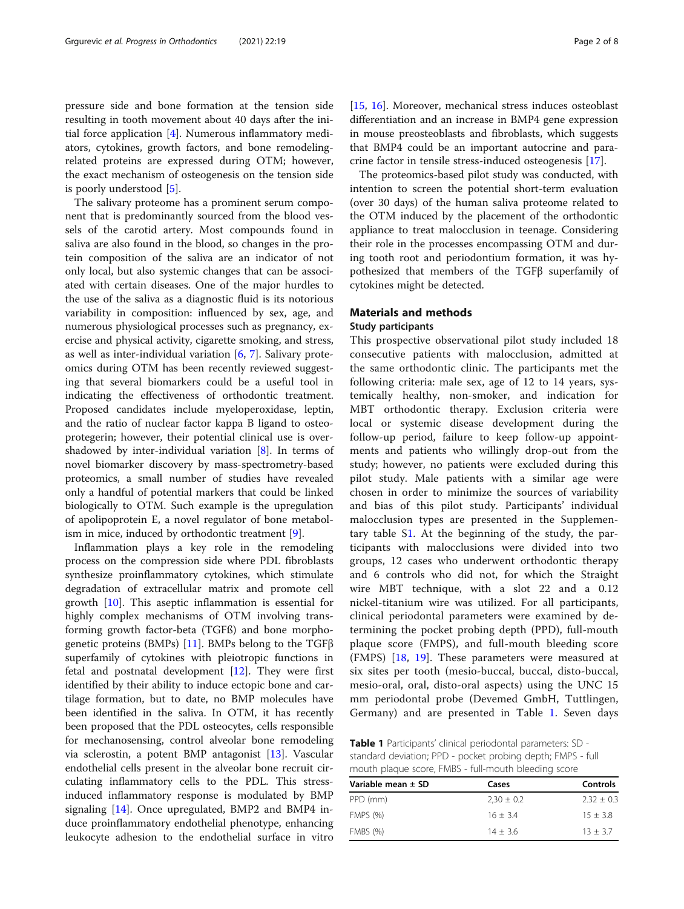pressure side and bone formation at the tension side resulting in tooth movement about 40 days after the initial force application [4]. Numerous inflammatory mediators, cytokines, growth factors, and bone remodeling-related proteins are expressed during OTM; however, the exact mechanism of osteogenesis on the tension side is poorly understood [5].

The salivary proteome has a prominent serum component that is predominantly sourced from the blood vessels of the carotid artery. Most compounds found in saliva are also found in the blood, so changes in the protein composition of the saliva are an indicator of not only local, but also systemic changes that can be associated with certain diseases. One of the major hurdles to the use of the saliva as a diagnostic fluid is its notorious variability in composition: influenced by sex, age, and numerous physiological processes such as pregnancy, exercise and physical activity, cigarette smoking, and stress, as well as inter-individual variation [6, 7]. Salivary proteomics during OTM has been recently reviewed suggesting that several biomarkers could be a useful tool in indicating the effectiveness of orthodontic treatment. Proposed candidates include myeloperoxidase, leptin, and the ratio of nuclear factor kappa B ligand to osteoprotegerin; however, their potential clinical use is overshadowed by inter-individual variation [8]. In terms of novel biomarker discovery by mass-spectrometry-based proteomics, a small number of studies have revealed only a handful of potential markers that could be linked biologically to OTM. Such example is the upregulation of apolipoprotein E, a novel regulator of bone metabolism in mice, induced by orthodontic treatment [9].

Inflammation plays a key role in the remodeling process on the compression side where PDL fibroblasts synthesize proinflammatory cytokines, which stimulate degradation of extracellular matrix and promote cell growth [10]. This aseptic inflammation is essential for highly complex mechanisms of OTM involving transforming growth factor-beta (TGFß) and bone morphogenetic proteins (BMPs) [11]. BMPs belong to the TGFβ superfamily of cytokines with pleiotropic functions in fetal and postnatal development [12]. They were first identified by their ability to induce ectopic bone and cartilage formation, but to date, no BMP molecules have been identified in the saliva. In OTM, it has recently been proposed that the PDL osteocytes, cells responsible for mechanosensing, control alveolar bone remodeling via sclerostin, a potent BMP antagonist [13]. Vascular endothelial cells present in the alveolar bone recruit circulating inflammatory cells to the PDL. This stress-induced inflammatory response is modulated by BMP signaling [14]. Once upregulated, BMP2 and BMP4 induce proinflammatory endothelial phenotype, enhancing leukocyte adhesion to the endothelial surface in vitro [15, 16]. Moreover, mechanical stress induces osteoblast differentiation and an increase in BMP4 gene expression in mouse preosteoblasts and fibroblasts, which suggests that BMP4 could be an important autocrine and paracrine factor in tensile stress-induced osteogenesis [17].

The proteomics-based pilot study was conducted, with intention to screen the potential short-term evaluation (over 30 days) of the human saliva proteome related to the OTM induced by the placement of the orthodontic appliance to treat malocclusion in teenage. Considering their role in the processes encompassing OTM and during tooth root and periodontium formation, it was hypothesized that members of the TGFβ superfamily of cytokines might be detected.

## Materials and methods

### Study participants

This prospective observational pilot study included 18 consecutive patients with malocclusion, admitted at the same orthodontic clinic. The participants met the following criteria: male sex, age of 12 to 14 years, systemically healthy, non-smoker, and indication for MBT orthodontic therapy. Exclusion criteria were local or systemic disease development during the follow-up period, failure to keep follow-up appointments and patients who willingly drop-out from the study; however, no patients were excluded during this pilot study. Male patients with a similar age were chosen in order to minimize the sources of variability and bias of this pilot study. Participants' individual malocclusion types are presented in the Supplementary table S1. At the beginning of the study, the participants with malocclusions were divided into two groups, 12 cases who underwent orthodontic therapy and 6 controls who did not, for which the Straight wire MBT technique, with a slot 22 and a 0.12 nickel-titanium wire was utilized. For all participants, clinical periodontal parameters were examined by determining the pocket probing depth (PPD), full-mouth plaque score (FMPS), and full-mouth bleeding score (FMPS) [18, 19]. These parameters were measured at six sites per tooth (mesio-buccal, buccal, disto-buccal, mesio-oral, oral, disto-oral aspects) using the UNC 15 mm periodontal probe (Devemed GmbH, Tuttlingen, Germany) and are presented in Table 1. Seven days

**Table 1** Participants' clinical periodontal parameters: SD - standard deviation; PPD - pocket probing depth; FMPS - full mouth plaque score, FMBS - full-mouth bleeding score

| Variable mean ± SD | Cases | Controls |
|---|---|---|
| PPD (mm) | 2,30 ± 0.2 | 2.32 ± 0.3 |
| FMPS (%) | 16 ± 3.4 | 15 ± 3.8 |
| FMBS (%) | 14 ± 3.6 | 13 ± 3.7 |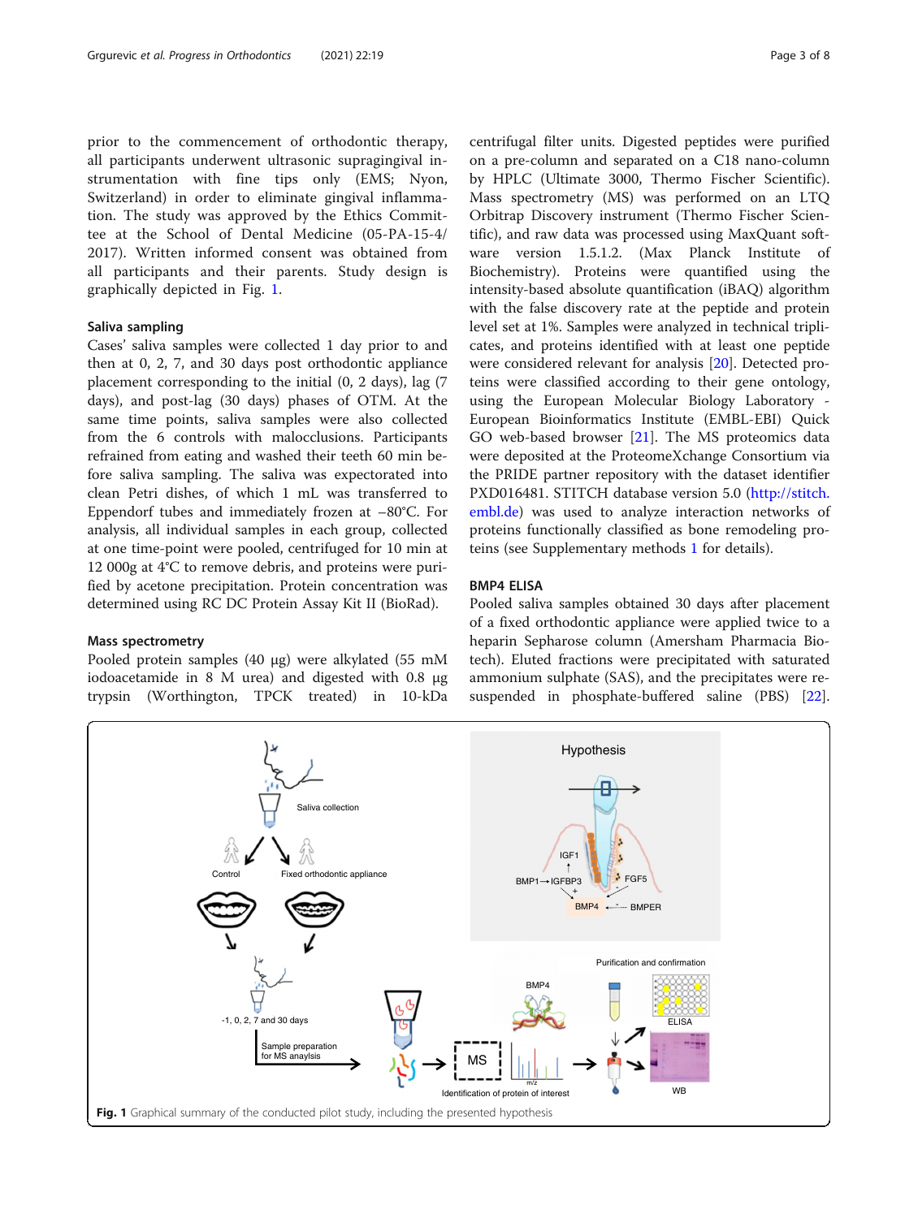prior to the commencement of orthodontic therapy, all participants underwent ultrasonic supragingival instrumentation with fine tips only (EMS; Nyon, Switzerland) in order to eliminate gingival inflammation. The study was approved by the Ethics Committee at the School of Dental Medicine (05-PA-15-4/2017). Written informed consent was obtained from all participants and their parents. Study design is graphically depicted in Fig. 1.

### Saliva sampling

Cases' saliva samples were collected 1 day prior to and then at 0, 2, 7, and 30 days post orthodontic appliance placement corresponding to the initial (0, 2 days), lag (7 days), and post-lag (30 days) phases of OTM. At the same time points, saliva samples were also collected from the 6 controls with malocclusions. Participants refrained from eating and washed their teeth 60 min before saliva sampling. The saliva was expectorated into clean Petri dishes, of which 1 mL was transferred to Eppendorf tubes and immediately frozen at −80°C. For analysis, all individual samples in each group, collected at one time-point were pooled, centrifuged for 10 min at 12 000g at 4°C to remove debris, and proteins were purified by acetone precipitation. Protein concentration was determined using RC DC Protein Assay Kit II (BioRad).

### Mass spectrometry

Pooled protein samples (40 μg) were alkylated (55 mM iodoacetamide in 8 M urea) and digested with 0.8 μg trypsin (Worthington, TPCK treated) in 10-kDa centrifugal filter units. Digested peptides were purified on a pre-column and separated on a C18 nano-column by HPLC (Ultimate 3000, Thermo Fischer Scientific). Mass spectrometry (MS) was performed on an LTQ Orbitrap Discovery instrument (Thermo Fischer Scientific), and raw data was processed using MaxQuant software version 1.5.1.2. (Max Planck Institute of Biochemistry). Proteins were quantified using the intensity-based absolute quantification (iBAQ) algorithm with the false discovery rate at the peptide and protein level set at 1%. Samples were analyzed in technical triplicates, and proteins identified with at least one peptide were considered relevant for analysis [20]. Detected proteins were classified according to their gene ontology, using the European Molecular Biology Laboratory - European Bioinformatics Institute (EMBL-EBI) Quick GO web-based browser [21]. The MS proteomics data were deposited at the ProteomeXchange Consortium via the PRIDE partner repository with the dataset identifier PXD016481. STITCH database version 5.0 (http://stitch.embl.de) was used to analyze interaction networks of proteins functionally classified as bone remodeling proteins (see Supplementary methods 1 for details).

### BMP4 ELISA

Pooled saliva samples obtained 30 days after placement of a fixed orthodontic appliance were applied twice to a heparin Sepharose column (Amersham Pharmacia Biotech). Eluted fractions were precipitated with saturated ammonium sulphate (SAS), and the precipitates were resuspended in phosphate-buffered saline (PBS) [22].

**Fig. 1** Graphical summary of the conducted pilot study, including the presented hypothesis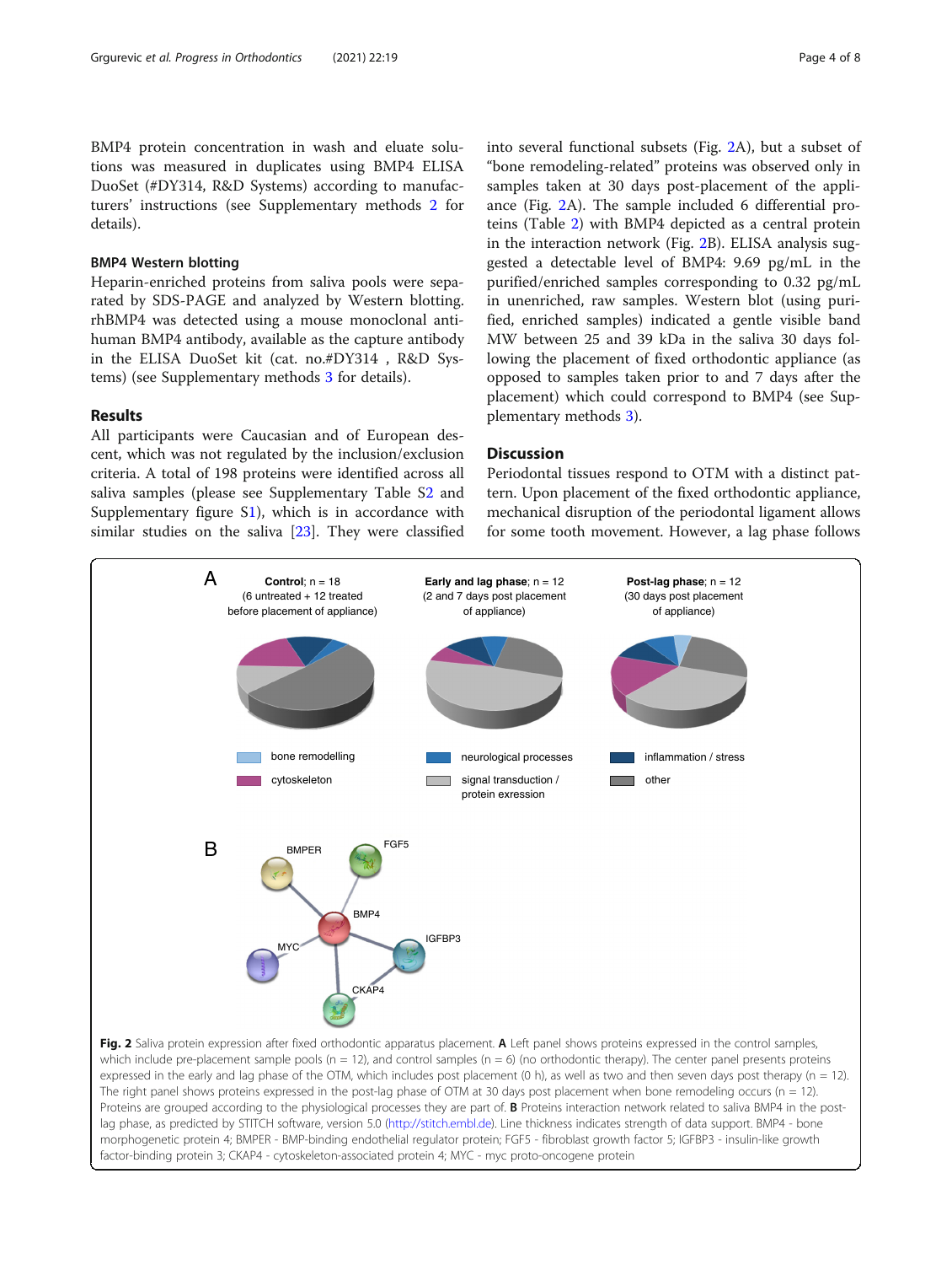BMP4 protein concentration in wash and eluate solutions was measured in duplicates using BMP4 ELISA DuoSet (#DY314, R&D Systems) according to manufacturers' instructions (see Supplementary methods 2 for details).

### BMP4 Western blotting

Heparin-enriched proteins from saliva pools were separated by SDS-PAGE and analyzed by Western blotting. rhBMP4 was detected using a mouse monoclonal anti-human BMP4 antibody, available as the capture antibody in the ELISA DuoSet kit (cat. no.#DY314 , R&D Systems) (see Supplementary methods 3 for details).

## Results

All participants were Caucasian and of European descent, which was not regulated by the inclusion/exclusion criteria. A total of 198 proteins were identified across all saliva samples (please see Supplementary Table S2 and Supplementary figure S1), which is in accordance with similar studies on the saliva [23]. They were classified into several functional subsets (Fig. 2A), but a subset of "bone remodeling-related" proteins was observed only in samples taken at 30 days post-placement of the appliance (Fig. 2A). The sample included 6 differential proteins (Table 2) with BMP4 depicted as a central protein in the interaction network (Fig. 2B). ELISA analysis suggested a detectable level of BMP4: 9.69 pg/mL in the purified/enriched samples corresponding to 0.32 pg/mL in unenriched, raw samples. Western blot (using purified, enriched samples) indicated a gentle visible band MW between 25 and 39 kDa in the saliva 30 days following the placement of fixed orthodontic appliance (as opposed to samples taken prior to and 7 days after the placement) which could correspond to BMP4 (see Supplementary methods 3).

## Discussion

Periodontal tissues respond to OTM with a distinct pattern. Upon placement of the fixed orthodontic appliance, mechanical disruption of the periodontal ligament allows for some tooth movement. However, a lag phase follows

**Fig. 2** Saliva protein expression after fixed orthodontic apparatus placement. **A** Left panel shows proteins expressed in the control samples, which include pre-placement sample pools (n = 12), and control samples (n = 6) (no orthodontic therapy). The center panel presents proteins expressed in the early and lag phase of the OTM, which includes post placement (0 h), as well as two and then seven days post therapy (n = 12). The right panel shows proteins expressed in the post-lag phase of OTM at 30 days post placement when bone remodeling occurs (n = 12). Proteins are grouped according to the physiological processes they are part of. **B** Proteins interaction network related to saliva BMP4 in the post-lag phase, as predicted by STITCH software, version 5.0 (http://stitch.embl.de). Line thickness indicates strength of data support. BMP4 - bone morphogenetic protein 4; BMPER - BMP-binding endothelial regulator protein; FGF5 - fibroblast growth factor 5; IGFBP3 - insulin-like growth factor-binding protein 3; CKAP4 - cytoskeleton-associated protein 4; MYC - myc proto-oncogene protein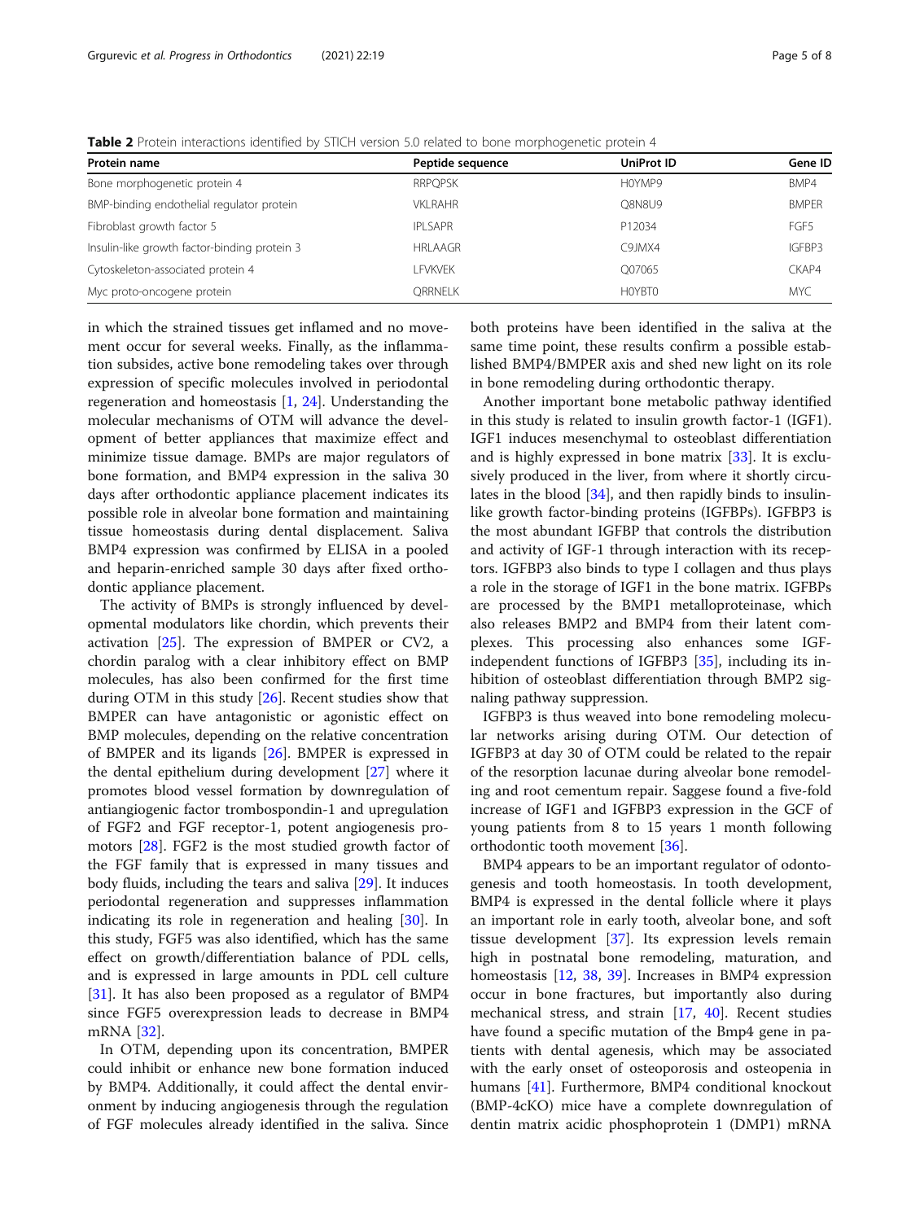**Table 2** Protein interactions identified by STICH version 5.0 related to bone morphogenetic protein 4

| Protein name | Peptide sequence | UniProt ID | Gene ID |
|---|---|---|---|
| Bone morphogenetic protein 4 | RRPQPSK | H0YMP9 | BMP4 |
| BMP-binding endothelial regulator protein | VKLRAHR | Q8N8U9 | BMPER |
| Fibroblast growth factor 5 | IPLSAPR | P12034 | FGF5 |
| Insulin-like growth factor-binding protein 3 | HRLAAGR | C9JMX4 | IGFBP3 |
| Cytoskeleton-associated protein 4 | LFVKVEK | Q07065 | CKAP4 |
| Myc proto-oncogene protein | QRRNELK | H0YBT0 | MYC |

in which the strained tissues get inflamed and no movement occur for several weeks. Finally, as the inflammation subsides, active bone remodeling takes over through expression of specific molecules involved in periodontal regeneration and homeostasis [1, 24]. Understanding the molecular mechanisms of OTM will advance the development of better appliances that maximize effect and minimize tissue damage. BMPs are major regulators of bone formation, and BMP4 expression in the saliva 30 days after orthodontic appliance placement indicates its possible role in alveolar bone formation and maintaining tissue homeostasis during dental displacement. Saliva BMP4 expression was confirmed by ELISA in a pooled and heparin-enriched sample 30 days after fixed orthodontic appliance placement.

The activity of BMPs is strongly influenced by developmental modulators like chordin, which prevents their activation [25]. The expression of BMPER or CV2, a chordin paralog with a clear inhibitory effect on BMP molecules, has also been confirmed for the first time during OTM in this study [26]. Recent studies show that BMPER can have antagonistic or agonistic effect on BMP molecules, depending on the relative concentration of BMPER and its ligands [26]. BMPER is expressed in the dental epithelium during development [27] where it promotes blood vessel formation by downregulation of antiangiogenic factor trombospondin-1 and upregulation of FGF2 and FGF receptor-1, potent angiogenesis promotors [28]. FGF2 is the most studied growth factor of the FGF family that is expressed in many tissues and body fluids, including the tears and saliva [29]. It induces periodontal regeneration and suppresses inflammation indicating its role in regeneration and healing [30]. In this study, FGF5 was also identified, which has the same effect on growth/differentiation balance of PDL cells, and is expressed in large amounts in PDL cell culture [31]. It has also been proposed as a regulator of BMP4 since FGF5 overexpression leads to decrease in BMP4 mRNA [32].

In OTM, depending upon its concentration, BMPER could inhibit or enhance new bone formation induced by BMP4. Additionally, it could affect the dental environment by inducing angiogenesis through the regulation of FGF molecules already identified in the saliva. Since both proteins have been identified in the saliva at the same time point, these results confirm a possible established BMP4/BMPER axis and shed new light on its role in bone remodeling during orthodontic therapy.

Another important bone metabolic pathway identified in this study is related to insulin growth factor-1 (IGF1). IGF1 induces mesenchymal to osteoblast differentiation and is highly expressed in bone matrix [33]. It is exclusively produced in the liver, from where it shortly circulates in the blood [34], and then rapidly binds to insulin-like growth factor-binding proteins (IGFBPs). IGFBP3 is the most abundant IGFBP that controls the distribution and activity of IGF-1 through interaction with its receptors. IGFBP3 also binds to type I collagen and thus plays a role in the storage of IGF1 in the bone matrix. IGFBPs are processed by the BMP1 metalloproteinase, which also releases BMP2 and BMP4 from their latent complexes. This processing also enhances some IGF-independent functions of IGFBP3 [35], including its inhibition of osteoblast differentiation through BMP2 signaling pathway suppression.

IGFBP3 is thus weaved into bone remodeling molecular networks arising during OTM. Our detection of IGFBP3 at day 30 of OTM could be related to the repair of the resorption lacunae during alveolar bone remodeling and root cementum repair. Saggese found a five-fold increase of IGF1 and IGFBP3 expression in the GCF of young patients from 8 to 15 years 1 month following orthodontic tooth movement [36].

BMP4 appears to be an important regulator of odontogenesis and tooth homeostasis. In tooth development, BMP4 is expressed in the dental follicle where it plays an important role in early tooth, alveolar bone, and soft tissue development [37]. Its expression levels remain high in postnatal bone remodeling, maturation, and homeostasis [12, 38, 39]. Increases in BMP4 expression occur in bone fractures, but importantly also during mechanical stress, and strain [17, 40]. Recent studies have found a specific mutation of the Bmp4 gene in patients with dental agenesis, which may be associated with the early onset of osteoporosis and osteopenia in humans [41]. Furthermore, BMP4 conditional knockout (BMP-4cKO) mice have a complete downregulation of dentin matrix acidic phosphoprotein 1 (DMP1) mRNA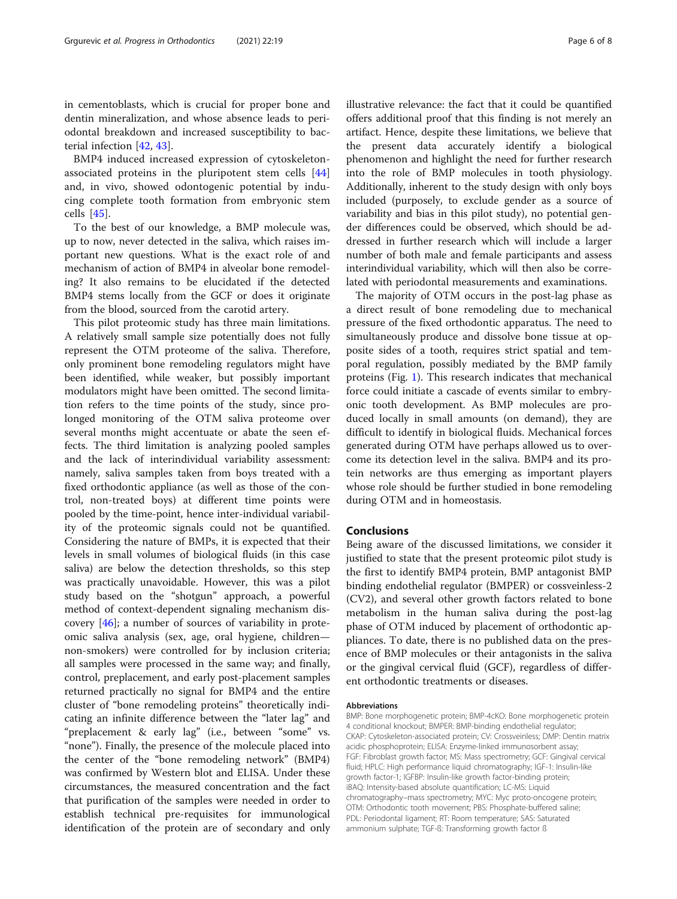in cementoblasts, which is crucial for proper bone and dentin mineralization, and whose absence leads to periodontal breakdown and increased susceptibility to bacterial infection [42, 43].

BMP4 induced increased expression of cytoskeleton-associated proteins in the pluripotent stem cells [44] and, in vivo, showed odontogenic potential by inducing complete tooth formation from embryonic stem cells [45].

To the best of our knowledge, a BMP molecule was, up to now, never detected in the saliva, which raises important new questions. What is the exact role of and mechanism of action of BMP4 in alveolar bone remodeling? It also remains to be elucidated if the detected BMP4 stems locally from the GCF or does it originate from the blood, sourced from the carotid artery.

This pilot proteomic study has three main limitations. A relatively small sample size potentially does not fully represent the OTM proteome of the saliva. Therefore, only prominent bone remodeling regulators might have been identified, while weaker, but possibly important modulators might have been omitted. The second limitation refers to the time points of the study, since prolonged monitoring of the OTM saliva proteome over several months might accentuate or abate the seen effects. The third limitation is analyzing pooled samples and the lack of interindividual variability assessment: namely, saliva samples taken from boys treated with a fixed orthodontic appliance (as well as those of the control, non-treated boys) at different time points were pooled by the time-point, hence inter-individual variability of the proteomic signals could not be quantified. Considering the nature of BMPs, it is expected that their levels in small volumes of biological fluids (in this case saliva) are below the detection thresholds, so this step was practically unavoidable. However, this was a pilot study based on the "shotgun" approach, a powerful method of context-dependent signaling mechanism discovery [46]; a number of sources of variability in proteomic saliva analysis (sex, age, oral hygiene, children—non-smokers) were controlled for by inclusion criteria; all samples were processed in the same way; and finally, control, preplacement, and early post-placement samples returned practically no signal for BMP4 and the entire cluster of "bone remodeling proteins" theoretically indicating an infinite difference between the "later lag" and "preplacement & early lag" (i.e., between "some" vs. "none"). Finally, the presence of the molecule placed into the center of the "bone remodeling network" (BMP4) was confirmed by Western blot and ELISA. Under these circumstances, the measured concentration and the fact that purification of the samples were needed in order to establish technical pre-requisites for immunological identification of the protein are of secondary and only illustrative relevance: the fact that it could be quantified offers additional proof that this finding is not merely an artifact. Hence, despite these limitations, we believe that the present data accurately identify a biological phenomenon and highlight the need for further research into the role of BMP molecules in tooth physiology. Additionally, inherent to the study design with only boys included (purposely, to exclude gender as a source of variability and bias in this pilot study), no potential gender differences could be observed, which should be addressed in further research which will include a larger number of both male and female participants and assess interindividual variability, which will then also be correlated with periodontal measurements and examinations.

The majority of OTM occurs in the post-lag phase as a direct result of bone remodeling due to mechanical pressure of the fixed orthodontic apparatus. The need to simultaneously produce and dissolve bone tissue at opposite sides of a tooth, requires strict spatial and temporal regulation, possibly mediated by the BMP family proteins (Fig. 1). This research indicates that mechanical force could initiate a cascade of events similar to embryonic tooth development. As BMP molecules are produced locally in small amounts (on demand), they are difficult to identify in biological fluids. Mechanical forces generated during OTM have perhaps allowed us to overcome its detection level in the saliva. BMP4 and its protein networks are thus emerging as important players whose role should be further studied in bone remodeling during OTM and in homeostasis.

## Conclusions

Being aware of the discussed limitations, we consider it justified to state that the present proteomic pilot study is the first to identify BMP4 protein, BMP antagonist BMP binding endothelial regulator (BMPER) or cossveinless-2 (CV2), and several other growth factors related to bone metabolism in the human saliva during the post-lag phase of OTM induced by placement of orthodontic appliances. To date, there is no published data on the presence of BMP molecules or their antagonists in the saliva or the gingival cervical fluid (GCF), regardless of different orthodontic treatments or diseases.

#### Abbreviations

BMP: Bone morphogenetic protein; BMP-4cKO: Bone morphogenetic protein 4 conditional knockout; BMPER: BMP-binding endothelial regulator; CKAP: Cytoskeleton-associated protein; CV: Crossveinless; DMP: Dentin matrix acidic phosphoprotein; ELISA: Enzyme-linked immunosorbent assay; FGF: Fibroblast growth factor; MS: Mass spectrometry; GCF: Gingival cervical fluid; HPLC: High performance liquid chromatography; IGF-1: Insulin-like growth factor-1; IGFBP: Insulin-like growth factor-binding protein; iBAQ: Intensity-based absolute quantification; LC-MS: Liquid chromatography–mass spectrometry; MYC: Myc proto-oncogene protein; OTM: Orthodontic tooth movement; PBS: Phosphate-buffered saline; PDL: Periodontal ligament; RT: Room temperature; SAS: Saturated ammonium sulphate; TGF-ß: Transforming growth factor ß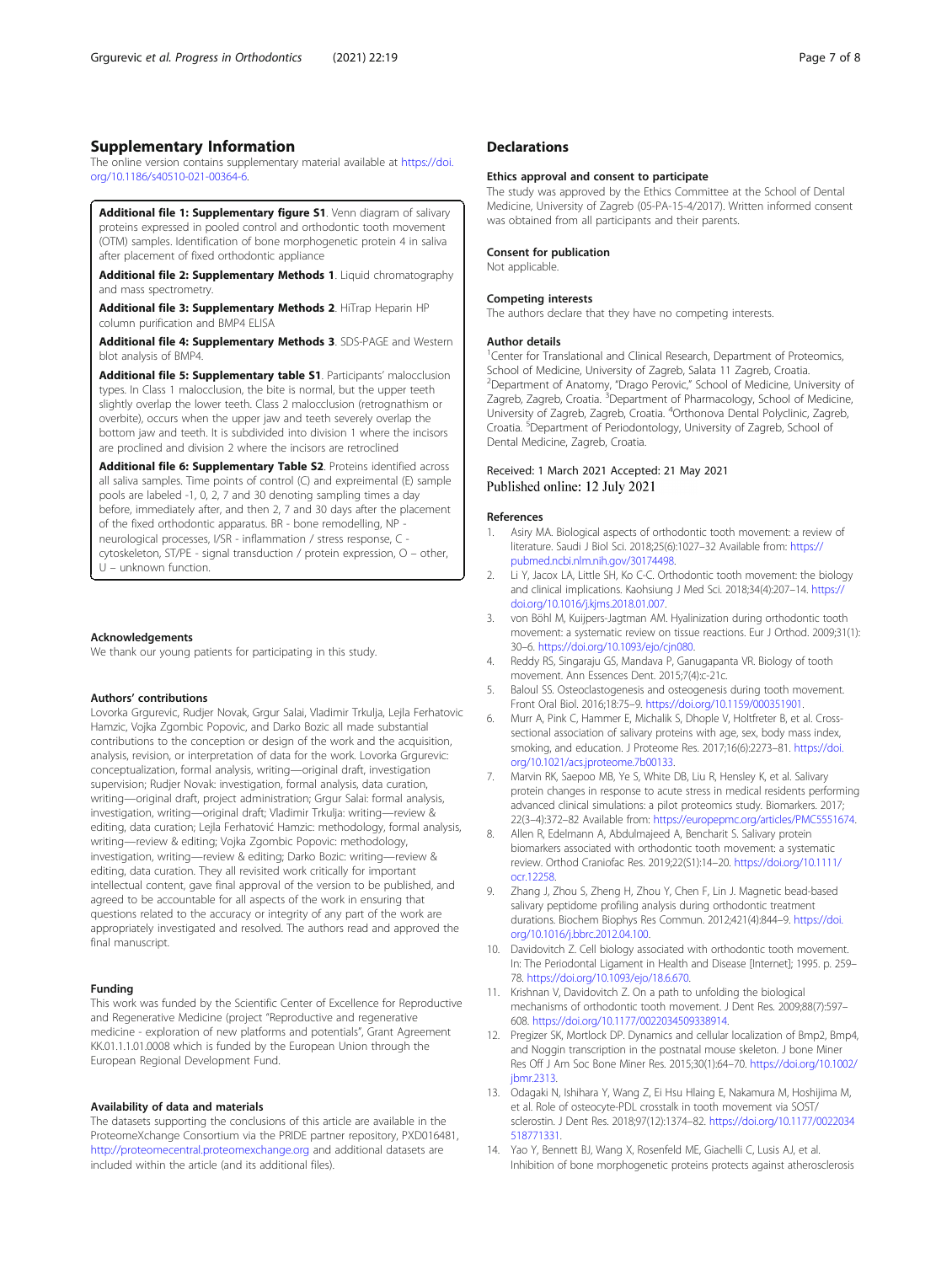## Supplementary Information

The online version contains supplementary material available at https://doi.org/10.1186/s40510-021-00364-6.

**Additional file 1: Supplementary figure S1**. Venn diagram of salivary proteins expressed in pooled control and orthodontic tooth movement (OTM) samples. Identification of bone morphogenetic protein 4 in saliva after placement of fixed orthodontic appliance

**Additional file 2: Supplementary Methods 1**. Liquid chromatography and mass spectrometry.

**Additional file 3: Supplementary Methods 2**. HiTrap Heparin HP column purification and BMP4 ELISA

**Additional file 4: Supplementary Methods 3**. SDS-PAGE and Western blot analysis of BMP4.

**Additional file 5: Supplementary table S1**. Participants' malocclusion types. In Class 1 malocclusion, the bite is normal, but the upper teeth slightly overlap the lower teeth. Class 2 malocclusion (retrognathism or overbite), occurs when the upper jaw and teeth severely overlap the bottom jaw and teeth. It is subdivided into division 1 where the incisors are proclined and division 2 where the incisors are retroclined

**Additional file 6: Supplementary Table S2**. Proteins identified across all saliva samples. Time points of control (C) and expreimental (E) sample pools are labeled -1, 0, 2, 7 and 30 denoting sampling times a day before, immediately after, and then 2, 7 and 30 days after the placement of the fixed orthodontic apparatus. BR - bone remodelling, NP - neurological processes, I/SR - inflammation / stress response, C - cytoskeleton, ST/PE - signal transduction / protein expression, O – other, U – unknown function.

### Acknowledgements

We thank our young patients for participating in this study.

### Authors' contributions

Lovorka Grgurevic, Rudjer Novak, Grgur Salai, Vladimir Trkulja, Lejla Ferhatovic Hamzic, Vojka Zgombic Popovic, and Darko Bozic all made substantial contributions to the conception or design of the work and the acquisition, analysis, revision, or interpretation of data for the work. Lovorka Grgurevic: conceptualization, formal analysis, writing—original draft, investigation supervision; Rudjer Novak: investigation, formal analysis, data curation, writing—original draft, project administration; Grgur Salai: formal analysis, investigation, writing—original draft; Vladimir Trkulja: writing—review & editing, data curation; Lejla Ferhatović Hamzic: methodology, formal analysis, writing—review & editing; Vojka Zgombic Popovic: methodology, investigation, writing—review & editing; Darko Bozic: writing—review & editing, data curation. They all revisited work critically for important intellectual content, gave final approval of the version to be published, and agreed to be accountable for all aspects of the work in ensuring that questions related to the accuracy or integrity of any part of the work are appropriately investigated and resolved. The authors read and approved the final manuscript.

### Funding

This work was funded by the Scientific Center of Excellence for Reproductive and Regenerative Medicine (project "Reproductive and regenerative medicine - exploration of new platforms and potentials", Grant Agreement KK.01.1.1.01.0008 which is funded by the European Union through the European Regional Development Fund.

### Availability of data and materials

The datasets supporting the conclusions of this article are available in the ProteomeXchange Consortium via the PRIDE partner repository, PXD016481, http://proteomecentral.proteomexchange.org and additional datasets are included within the article (and its additional files).

## Declarations

### Ethics approval and consent to participate

The study was approved by the Ethics Committee at the School of Dental Medicine, University of Zagreb (05-PA-15-4/2017). Written informed consent was obtained from all participants and their parents.

### Consent for publication

Not applicable.

### Competing interests

The authors declare that they have no competing interests.

### Author details

[1]Center for Translational and Clinical Research, Department of Proteomics, School of Medicine, University of Zagreb, Salata 11 Zagreb, Croatia. [2]Department of Anatomy, "Drago Perovic," School of Medicine, University of Zagreb, Zagreb, Croatia. [3]Department of Pharmacology, School of Medicine, University of Zagreb, Zagreb, Croatia. [4]Orthonova Dental Polyclinic, Zagreb, Croatia. [5]Department of Periodontology, University of Zagreb, School of Dental Medicine, Zagreb, Croatia.

Received: 1 March 2021 Accepted: 21 May 2021
Published online: 12 July 2021

### References

1. Asiry MA. Biological aspects of orthodontic tooth movement: a review of literature. Saudi J Biol Sci. 2018;25(6):1027–32 Available from: https://pubmed.ncbi.nlm.nih.gov/30174498.
2. Li Y, Jacox LA, Little SH, Ko C-C. Orthodontic tooth movement: the biology and clinical implications. Kaohsiung J Med Sci. 2018;34(4):207–14. https://doi.org/10.1016/j.kjms.2018.01.007.
3. von Böhl M, Kuijpers-Jagtman AM. Hyalinization during orthodontic tooth movement: a systematic review on tissue reactions. Eur J Orthod. 2009;31(1):30–6. https://doi.org/10.1093/ejo/cjn080.
4. Reddy RS, Singaraju GS, Mandava P, Ganugapanta VR. Biology of tooth movement. Ann Essences Dent. 2015;7(4):c-21c.
5. Baloul SS. Osteoclastogenesis and osteogenesis during tooth movement. Front Oral Biol. 2016;18:75–9. https://doi.org/10.1159/000351901.
6. Murr A, Pink C, Hammer E, Michalik S, Dhople V, Holtfreter B, et al. Cross-sectional association of salivary proteins with age, sex, body mass index, smoking, and education. J Proteome Res. 2017;16(6):2273–81. https://doi.org/10.1021/acs.jproteome.7b00133.
7. Marvin RK, Saepoo MB, Ye S, White DB, Liu R, Hensley K, et al. Salivary protein changes in response to acute stress in medical residents performing advanced clinical simulations: a pilot proteomics study. Biomarkers. 2017;22(3–4):372–82 Available from: https://europepmc.org/articles/PMC5551674.
8. Allen R, Edelmann A, Abdulmajeed A, Bencharit S. Salivary protein biomarkers associated with orthodontic tooth movement: a systematic review. Orthod Craniofac Res. 2019;22(S1):14–20. https://doi.org/10.1111/ocr.12258.
9. Zhang J, Zhou S, Zheng H, Zhou Y, Chen F, Lin J. Magnetic bead-based salivary peptidome profiling analysis during orthodontic treatment durations. Biochem Biophys Res Commun. 2012;421(4):844–9. https://doi.org/10.1016/j.bbrc.2012.04.100.
10. Davidovitch Z. Cell biology associated with orthodontic tooth movement. In: The Periodontal Ligament in Health and Disease [Internet]; 1995. p. 259–78. https://doi.org/10.1093/ejo/18.6.670.
11. Krishnan V, Davidovitch Z. On a path to unfolding the biological mechanisms of orthodontic tooth movement. J Dent Res. 2009;88(7):597–608. https://doi.org/10.1177/0022034509338914.
12. Pregizer SK, Mortlock DP. Dynamics and cellular localization of Bmp2, Bmp4, and Noggin transcription in the postnatal mouse skeleton. J bone Miner Res Off J Am Soc Bone Miner Res. 2015;30(1):64–70. https://doi.org/10.1002/jbmr.2313.
13. Odagaki N, Ishihara Y, Wang Z, Ei Hsu Hlaing E, Nakamura M, Hoshijima M, et al. Role of osteocyte-PDL crosstalk in tooth movement via SOST/sclerostin. J Dent Res. 2018;97(12):1374–82. https://doi.org/10.1177/0022034518771331.
14. Yao Y, Bennett BJ, Wang X, Rosenfeld ME, Giachelli C, Lusis AJ, et al. Inhibition of bone morphogenetic proteins protects against atherosclerosis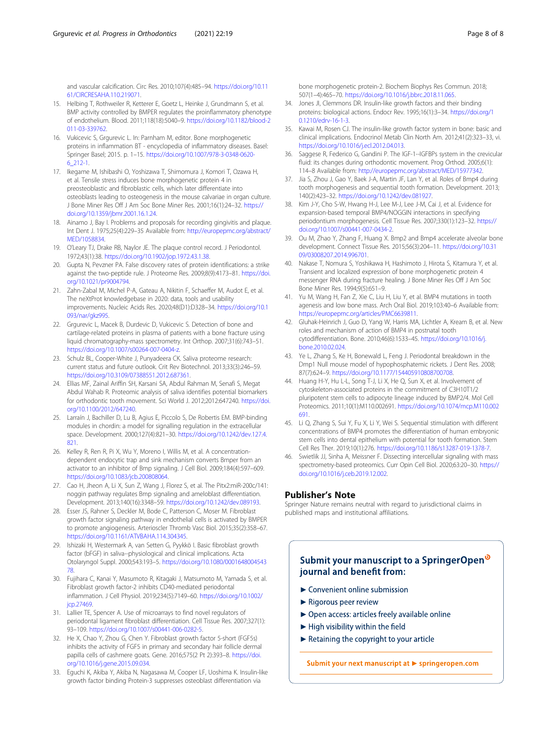and vascular calcification. Circ Res. 2010;107(4):485–94. https://doi.org/10.1161/CIRCRESAHA.110.219071.

15. Helbing T, Rothweiler R, Ketterer E, Goetz L, Heinke J, Grundmann S, et al. BMP activity controlled by BMPER regulates the proinflammatory phenotype of endothelium. Blood. 2011;118(18):5040–9. https://doi.org/10.1182/blood-2011-03-339762.
16. Vukicevic S, Grgurevic L. In: Parnham M, editor. Bone morphogenetic proteins in inflammation BT - encyclopedia of inflammatory diseases. Basel: Springer Basel; 2015. p. 1–15. https://doi.org/10.1007/978-3-0348-0620-6_212-1.
17. Ikegame M, Ishibashi O, Yoshizawa T, Shimomura J, Komori T, Ozawa H, et al. Tensile stress induces bone morphogenetic protein 4 in preosteoblastic and fibroblastic cells, which later differentiate into osteoblasts leading to osteogenesis in the mouse calvariae in organ culture. J Bone Miner Res Off J Am Soc Bone Miner Res. 2001;16(1):24–32. https://doi.org/10.1359/jbmr.2001.16.1.24.
18. Ainamo J, Bay I. Problems and proposals for recording gingivitis and plaque. Int Dent J. 1975;25(4):229–35 Available from: http://europepmc.org/abstract/MED/1058834.
19. O'Leary TJ, Drake RB, Naylor JE. The plaque control record. J Periodontol. 1972;43(1):38. https://doi.org/10.1902/jop.1972.43.1.38.
20. Gupta N, Pevzner PA. False discovery rates of protein identifications: a strike against the two-peptide rule. J Proteome Res. 2009;8(9):4173–81. https://doi.org/10.1021/pr9004794.
21. Zahn-Zabal M, Michel P-A, Gateau A, Nikitin F, Schaeffer M, Audot E, et al. The neXtProt knowledgebase in 2020: data, tools and usability improvements. Nucleic Acids Res. 2020;48(D1):D328–34. https://doi.org/10.1093/nar/gkz995.
22. Grgurevic L, Macek B, Durdevic D, Vukicevic S. Detection of bone and cartilage-related proteins in plasma of patients with a bone fracture using liquid chromatography-mass spectrometry. Int Orthop. 2007;31(6):743–51. https://doi.org/10.1007/s00264-007-0404-z.
23. Schulz BL, Cooper-White J, Punyadeera CK. Saliva proteome research: current status and future outlook. Crit Rev Biotechnol. 2013;33(3):246–59. https://doi.org/10.3109/07388551.2012.687361.
24. Ellias MF, Zainal Ariffin SH, Karsani SA, Abdul Rahman M, Senafi S, Megat Abdul Wahab R. Proteomic analysis of saliva identifies potential biomarkers for orthodontic tooth movement. Sci World J. 2012;2012:647240. https://doi.org/10.1100/2012/647240.
25. Larraín J, Bachiller D, Lu B, Agius E, Piccolo S, De Robertis EM. BMP-binding modules in chordin: a model for signalling regulation in the extracellular space. Development. 2000;127(4):821–30. https://doi.org/10.1242/dev.127.4.821.
26. Kelley R, Ren R, Pi X, Wu Y, Moreno I, Willis M, et al. A concentration-dependent endocytic trap and sink mechanism converts Bmper from an activator to an inhibitor of Bmp signaling. J Cell Biol. 2009;184(4):597–609. https://doi.org/10.1083/jcb.200808064.
27. Cao H, Jheon A, Li X, Sun Z, Wang J, Florez S, et al. The Pitx2:miR-200c/141:noggin pathway regulates Bmp signaling and ameloblast differentiation. Development. 2013;140(16):3348–59. https://doi.org/10.1242/dev.089193.
28. Esser JS, Rahner S, Deckler M, Bode C, Patterson C, Moser M. Fibroblast growth factor signaling pathway in endothelial cells is activated by BMPER to promote angiogenesis. Arterioscler Thromb Vasc Biol. 2015;35(2):358–67. https://doi.org/10.1161/ATVBAHA.114.304345.
29. Ishizaki H, Westermark A, van Setten G, Pyykkö I. Basic fibroblast growth factor (bFGF) in saliva--physiological and clinical implications. Acta Otolaryngol Suppl. 2000;543:193–5. https://doi.org/10.1080/000164800454378.
30. Fujihara C, Kanai Y, Masumoto R, Kitagaki J, Matsumoto M, Yamada S, et al. Fibroblast growth factor-2 inhibits CD40-mediated periodontal inflammation. J Cell Physiol. 2019;234(5):7149–60. https://doi.org/10.1002/jcp.27469.
31. Lallier TE, Spencer A. Use of microarrays to find novel regulators of periodontal ligament fibroblast differentiation. Cell Tissue Res. 2007;327(1):93–109. https://doi.org/10.1007/s00441-006-0282-5.
32. He X, Chao Y, Zhou G, Chen Y. Fibroblast growth factor 5-short (FGF5s) inhibits the activity of FGF5 in primary and secondary hair follicle dermal papilla cells of cashmere goats. Gene. 2016;575(2 Pt 2):393–8. https://doi.org/10.1016/j.gene.2015.09.034.
33. Eguchi K, Akiba Y, Akiba N, Nagasawa M, Cooper LF, Uoshima K. Insulin-like growth factor binding Protein-3 suppresses osteoblast differentiation via bone morphogenetic protein-2. Biochem Biophys Res Commun. 2018;507(1–4):465–70. https://doi.org/10.1016/j.bbrc.2018.11.065.
34. Jones JI, Clemmons DR. Insulin-like growth factors and their binding proteins: biological actions. Endocr Rev. 1995;16(1):3–34. https://doi.org/10.1210/edrv-16-1-3.
35. Kawai M, Rosen CJ. The insulin-like growth factor system in bone: basic and clinical implications. Endocrinol Metab Clin North Am. 2012;41(2):323–33, vi. https://doi.org/10.1016/j.ecl.2012.04.013.
36. Saggese R, Federico G, Gandini P. The IGF-1--IGFBPs system in the crevicular fluid: its changes during orthodontic movement. Prog Orthod. 2005;6(1):114–8 Available from: http://europepmc.org/abstract/MED/15977342.
37. Jia S, Zhou J, Gao Y, Baek J-A, Martin JF, Lan Y, et al. Roles of Bmp4 during tooth morphogenesis and sequential tooth formation. Development. 2013;140(2):423–32. https://doi.org/10.1242/dev.081927.
38. Kim J-Y, Cho S-W, Hwang H-J, Lee M-J, Lee J-M, Cai J, et al. Evidence for expansion-based temporal BMP4/NOGGIN interactions in specifying periodontium morphogenesis. Cell Tissue Res. 2007;330(1):123–32. https://doi.org/10.1007/s00441-007-0434-2.
39. Ou M, Zhao Y, Zhang F, Huang X. Bmp2 and Bmp4 accelerate alveolar bone development. Connect Tissue Res. 2015;56(3):204–11. https://doi.org/10.3109/03008207.2014.996701.
40. Nakase T, Nomura S, Yoshikawa H, Hashimoto J, Hirota S, Kitamura Y, et al. Transient and localized expression of bone morphogenetic protein 4 messenger RNA during fracture healing. J Bone Miner Res Off J Am Soc Bone Miner Res. 1994;9(5):651–9.
41. Yu M, Wang H, Fan Z, Xie C, Liu H, Liu Y, et al. BMP4 mutations in tooth agenesis and low bone mass. Arch Oral Biol. 2019;103:40–6 Available from: https://europepmc.org/articles/PMC6639811.
42. Gluhak-Heinrich J, Guo D, Yang W, Harris MA, Lichtler A, Kream B, et al. New roles and mechanism of action of BMP4 in postnatal tooth cytodifferentiation. Bone. 2010;46(6):1533–45. https://doi.org/10.1016/j.bone.2010.02.024.
43. Ye L, Zhang S, Ke H, Bonewald L, Feng J. Periodontal breakdown in the Dmp1 Null mouse model of hypophosphatemic rickets. J Dent Res. 2008;87(7):624–9. https://doi.org/10.1177/154405910808700708.
44. Huang H-Y, Hu L-L, Song T-J, Li X, He Q, Sun X, et al. Involvement of cytoskeleton-associated proteins in the commitment of C3H10T1/2 pluripotent stem cells to adipocyte lineage induced by BMP2/4. Mol Cell Proteomics. 2011;10(1):M110.002691. https://doi.org/10.1074/mcp.M110.002691.
45. Li Q, Zhang S, Sui Y, Fu X, Li Y, Wei S. Sequential stimulation with different concentrations of BMP4 promotes the differentiation of human embryonic stem cells into dental epithelium with potential for tooth formation. Stem Cell Res Ther. 2019;10(1):276. https://doi.org/10.1186/s13287-019-1378-7.
46. Swietlik JJ, Sinha A, Meissner F. Dissecting intercellular signaling with mass spectrometry-based proteomics. Curr Opin Cell Biol. 2020;63:20–30. https://doi.org/10.1016/j.ceb.2019.12.002.

## Publisher's Note

Springer Nature remains neutral with regard to jurisdictional claims in published maps and institutional affiliations.

**Submit your manuscript to a SpringerOpen journal and benefit from:**

- Convenient online submission
- Rigorous peer review
- Open access: articles freely available online
- High visibility within the field
- Retaining the copyright to your article

**Submit your next manuscript at ▶ springeropen.com**